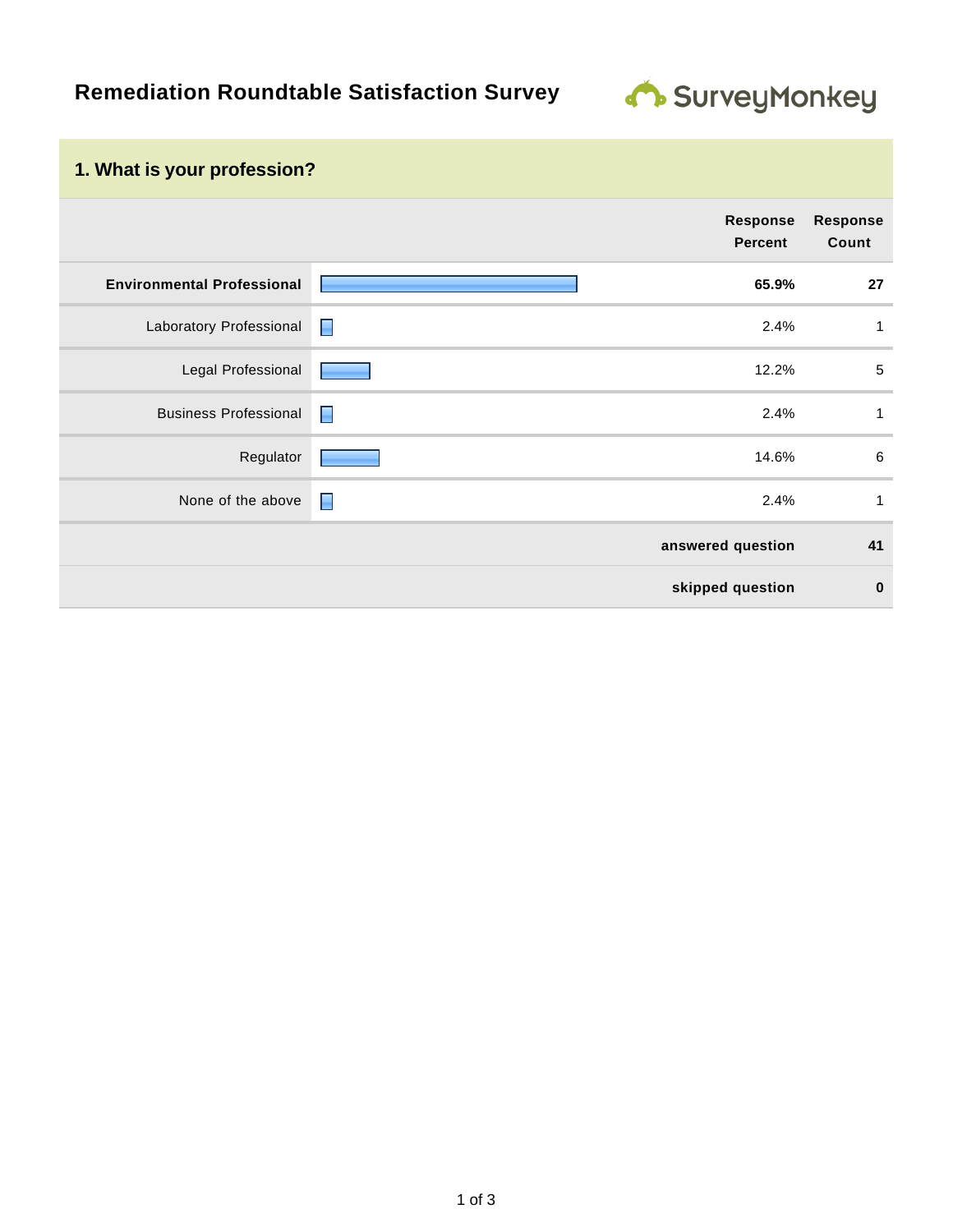# Remediation Roundtable Satisfaction Survey

## 1. What is your profession?

| | Response Percent | Response Count |
|---|---|---|
| **Environmental Professional** | **65.9%** | **27** |
| Laboratory Professional | 2.4% | 1 |
| Legal Professional | 12.2% | 5 |
| Business Professional | 2.4% | 1 |
| Regulator | 14.6% | 6 |
| None of the above | 2.4% | 1 |
| | **answered question** | **41** |
| | **skipped question** | **0** |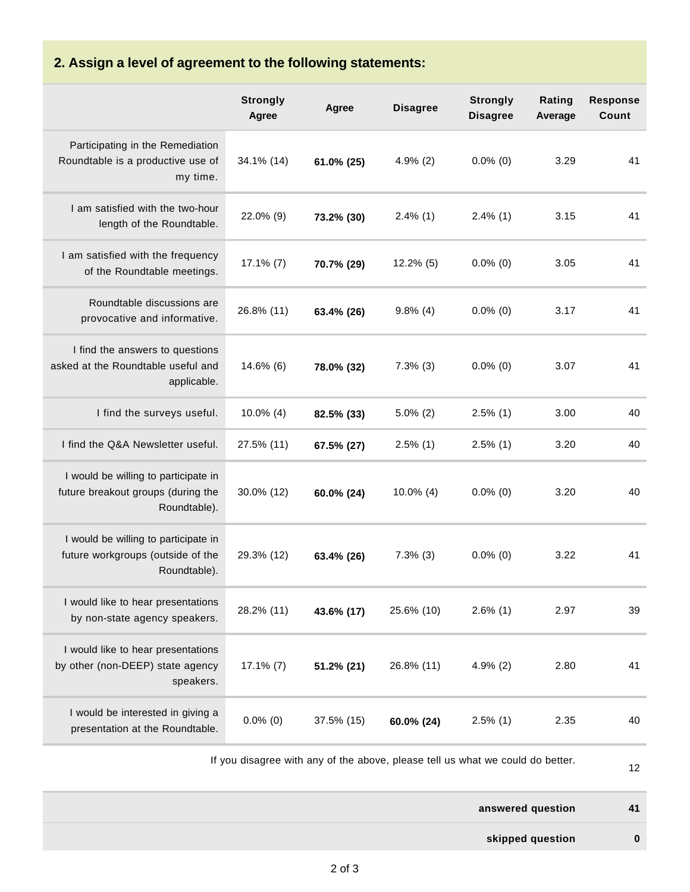## 2. Assign a level of agreement to the following statements:

| | Strongly Agree | Agree | Disagree | Strongly Disagree | Rating Average | Response Count |
|---|---|---|---|---|---|---|
| Participating in the Remediation Roundtable is a productive use of my time. | 34.1% (14) | **61.0% (25)** | 4.9% (2) | 0.0% (0) | 3.29 | 41 |
| I am satisfied with the two-hour length of the Roundtable. | 22.0% (9) | **73.2% (30)** | 2.4% (1) | 2.4% (1) | 3.15 | 41 |
| I am satisfied with the frequency of the Roundtable meetings. | 17.1% (7) | **70.7% (29)** | 12.2% (5) | 0.0% (0) | 3.05 | 41 |
| Roundtable discussions are provocative and informative. | 26.8% (11) | **63.4% (26)** | 9.8% (4) | 0.0% (0) | 3.17 | 41 |
| I find the answers to questions asked at the Roundtable useful and applicable. | 14.6% (6) | **78.0% (32)** | 7.3% (3) | 0.0% (0) | 3.07 | 41 |
| I find the surveys useful. | 10.0% (4) | **82.5% (33)** | 5.0% (2) | 2.5% (1) | 3.00 | 40 |
| I find the Q&A Newsletter useful. | 27.5% (11) | **67.5% (27)** | 2.5% (1) | 2.5% (1) | 3.20 | 40 |
| I would be willing to participate in future breakout groups (during the Roundtable). | 30.0% (12) | **60.0% (24)** | 10.0% (4) | 0.0% (0) | 3.20 | 40 |
| I would be willing to participate in future workgroups (outside of the Roundtable). | 29.3% (12) | **63.4% (26)** | 7.3% (3) | 0.0% (0) | 3.22 | 41 |
| I would like to hear presentations by non-state agency speakers. | 28.2% (11) | **43.6% (17)** | 25.6% (10) | 2.6% (1) | 2.97 | 39 |
| I would like to hear presentations by other (non-DEEP) state agency speakers. | 17.1% (7) | **51.2% (21)** | 26.8% (11) | 4.9% (2) | 2.80 | 41 |
| I would be interested in giving a presentation at the Roundtable. | 0.0% (0) | 37.5% (15) | **60.0% (24)** | 2.5% (1) | 2.35 | 40 |
| If you disagree with any of the above, please tell us what we could do better. | | | | | | 12 |
| **answered question** | | | | | | **41** |
| **skipped question** | | | | | | **0** |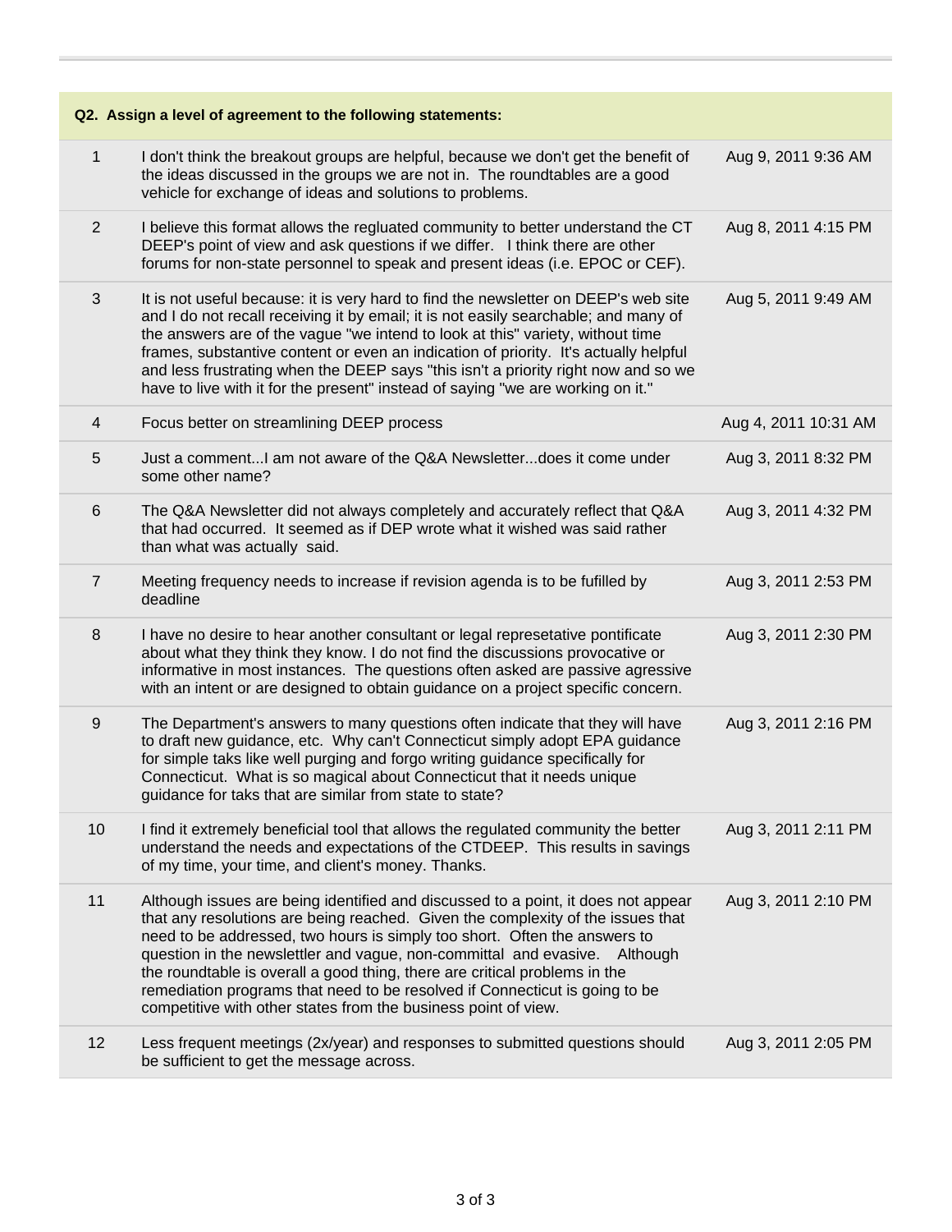**Q2. Assign a level of agreement to the following statements:**

| | | |
|---|---|---|
| 1 | I don't think the breakout groups are helpful, because we don't get the benefit of the ideas discussed in the groups we are not in. The roundtables are a good vehicle for exchange of ideas and solutions to problems. | Aug 9, 2011 9:36 AM |
| 2 | I believe this format allows the regluated community to better understand the CT DEEP's point of view and ask questions if we differ. I think there are other forums for non-state personnel to speak and present ideas (i.e. EPOC or CEF). | Aug 8, 2011 4:15 PM |
| 3 | It is not useful because: it is very hard to find the newsletter on DEEP's web site and I do not recall receiving it by email; it is not easily searchable; and many of the answers are of the vague "we intend to look at this" variety, without time frames, substantive content or even an indication of priority. It's actually helpful and less frustrating when the DEEP says "this isn't a priority right now and so we have to live with it for the present" instead of saying "we are working on it." | Aug 5, 2011 9:49 AM |
| 4 | Focus better on streamlining DEEP process | Aug 4, 2011 10:31 AM |
| 5 | Just a comment...I am not aware of the Q&A Newsletter...does it come under some other name? | Aug 3, 2011 8:32 PM |
| 6 | The Q&A Newsletter did not always completely and accurately reflect that Q&A that had occurred. It seemed as if DEP wrote what it wished was said rather than what was actually said. | Aug 3, 2011 4:32 PM |
| 7 | Meeting frequency needs to increase if revision agenda is to be fufilled by deadline | Aug 3, 2011 2:53 PM |
| 8 | I have no desire to hear another consultant or legal represetative pontificate about what they think they know. I do not find the discussions provocative or informative in most instances. The questions often asked are passive agressive with an intent or are designed to obtain guidance on a project specific concern. | Aug 3, 2011 2:30 PM |
| 9 | The Department's answers to many questions often indicate that they will have to draft new guidance, etc. Why can't Connecticut simply adopt EPA guidance for simple taks like well purging and forgo writing guidance specifically for Connecticut. What is so magical about Connecticut that it needs unique guidance for taks that are similar from state to state? | Aug 3, 2011 2:16 PM |
| 10 | I find it extremely beneficial tool that allows the regulated community the better understand the needs and expectations of the CTDEEP. This results in savings of my time, your time, and client's money. Thanks. | Aug 3, 2011 2:11 PM |
| 11 | Although issues are being identified and discussed to a point, it does not appear that any resolutions are being reached. Given the complexity of the issues that need to be addressed, two hours is simply too short. Often the answers to question in the newslettler and vague, non-committal and evasive. Although the roundtable is overall a good thing, there are critical problems in the remediation programs that need to be resolved if Connecticut is going to be competitive with other states from the business point of view. | Aug 3, 2011 2:10 PM |
| 12 | Less frequent meetings (2x/year) and responses to submitted questions should be sufficient to get the message across. | Aug 3, 2011 2:05 PM |